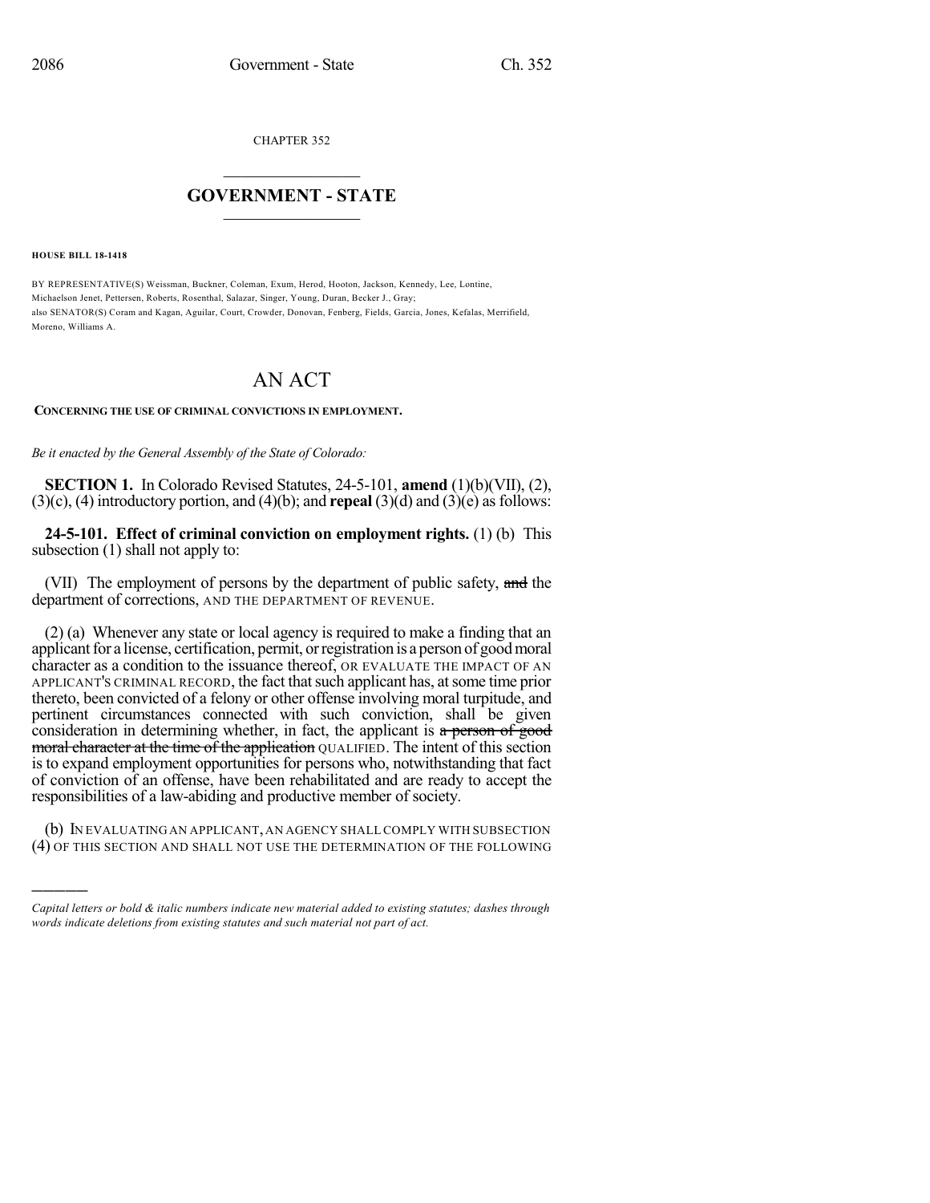CHAPTER 352

# GOVERNMENT - STATE

**HOUSE BILL 18-1418**

BY REPRESENTATIVE(S) Weissman, Buckner, Coleman, Exum, Herod, Hooton, Jackson, Kennedy, Lee, Lontine, Michaelson Jenet, Pettersen, Roberts, Rosenthal, Salazar, Singer, Young, Duran, Becker J., Gray; also SENATOR(S) Coram and Kagan, Aguilar, Court, Crowder, Donovan, Fenberg, Fields, Garcia, Jones, Kefalas, Merrifield, Moreno, Williams A.

# AN ACT

**CONCERNING THE USE OF CRIMINAL CONVICTIONS IN EMPLOYMENT.**

*Be it enacted by the General Assembly of the State of Colorado:*

**SECTION 1.** In Colorado Revised Statutes, 24-5-101, **amend** (1)(b)(VII), (2), (3)(c), (4) introductory portion, and (4)(b); and **repeal** (3)(d) and (3)(e) as follows:

**24-5-101. Effect of criminal conviction on employment rights.** (1) (b) This subsection (1) shall not apply to:

(VII) The employment of persons by the department of public safety, ~~and~~ the department of corrections, AND THE DEPARTMENT OF REVENUE.

(2) (a) Whenever any state or local agency is required to make a finding that an applicant for a license, certification, permit, or registration is a person of good moral character as a condition to the issuance thereof, OR EVALUATE THE IMPACT OF AN APPLICANT'S CRIMINAL RECORD, the fact that such applicant has, at some time prior thereto, been convicted of a felony or other offense involving moral turpitude, and pertinent circumstances connected with such conviction, shall be given consideration in determining whether, in fact, the applicant is ~~a person of good moral character at the time of the application~~ QUALIFIED. The intent of this section is to expand employment opportunities for persons who, notwithstanding that fact of conviction of an offense, have been rehabilitated and are ready to accept the responsibilities of a law-abiding and productive member of society.

(b) IN EVALUATING AN APPLICANT, AN AGENCY SHALL COMPLY WITH SUBSECTION (4) OF THIS SECTION AND SHALL NOT USE THE DETERMINATION OF THE FOLLOWING

*Capital letters or bold & italic numbers indicate new material added to existing statutes; dashes through words indicate deletions from existing statutes and such material not part of act.*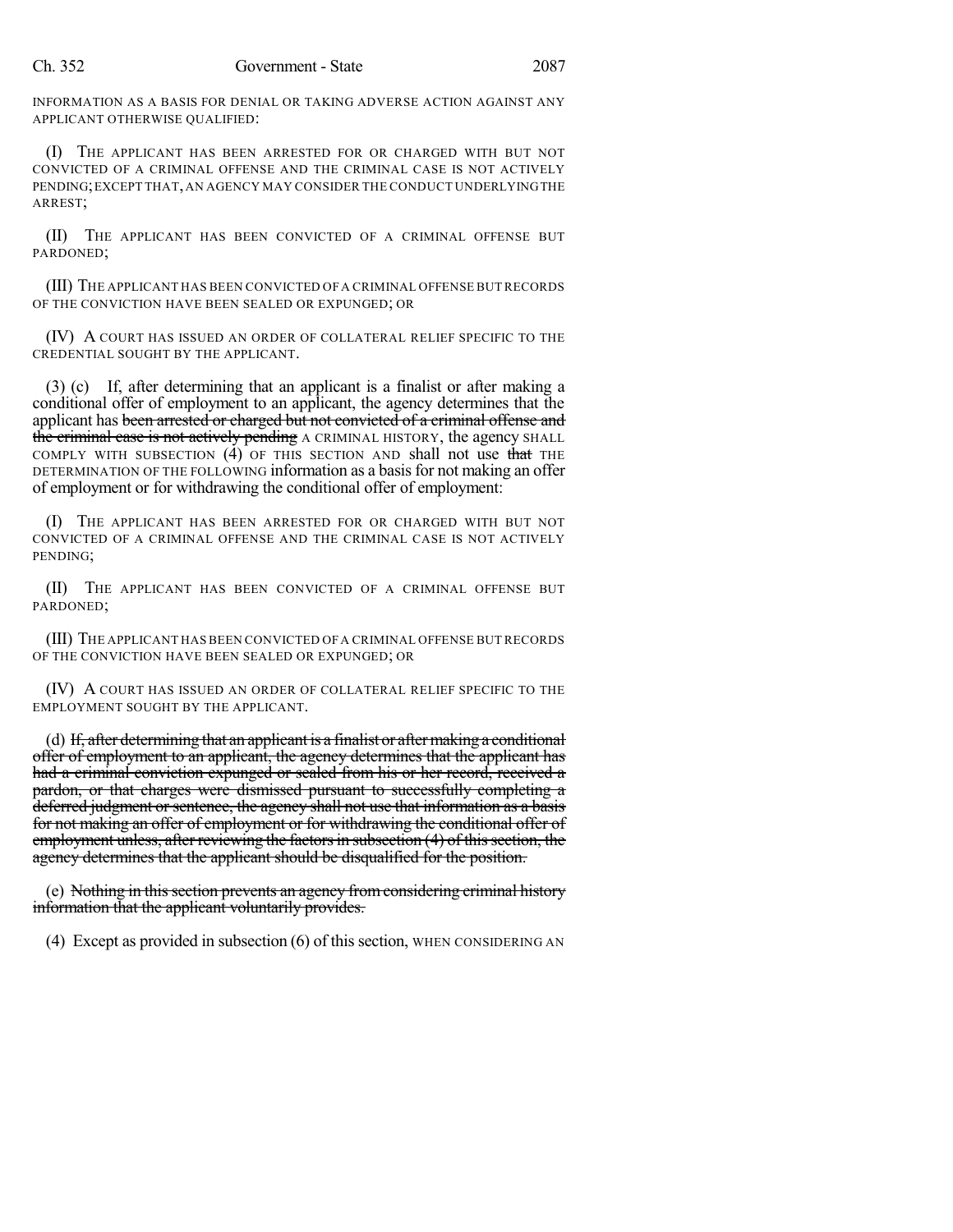INFORMATION AS A BASIS FOR DENIAL OR TAKING ADVERSE ACTION AGAINST ANY APPLICANT OTHERWISE QUALIFIED:

(I) THE APPLICANT HAS BEEN ARRESTED FOR OR CHARGED WITH BUT NOT CONVICTED OF A CRIMINAL OFFENSE AND THE CRIMINAL CASE IS NOT ACTIVELY PENDING; EXCEPT THAT, AN AGENCY MAY CONSIDER THE CONDUCT UNDERLYING THE ARREST;

(II) THE APPLICANT HAS BEEN CONVICTED OF A CRIMINAL OFFENSE BUT PARDONED;

(III) THE APPLICANT HAS BEEN CONVICTED OF A CRIMINAL OFFENSE BUT RECORDS OF THE CONVICTION HAVE BEEN SEALED OR EXPUNGED; OR

(IV) A COURT HAS ISSUED AN ORDER OF COLLATERAL RELIEF SPECIFIC TO THE CREDENTIAL SOUGHT BY THE APPLICANT.

(3) (c) If, after determining that an applicant is a finalist or after making a conditional offer of employment to an applicant, the agency determines that the applicant has ~~been arrested or charged but not convicted of a criminal offense and the criminal case is not actively pending~~ A CRIMINAL HISTORY, the agency SHALL COMPLY WITH SUBSECTION (4) OF THIS SECTION AND shall not use ~~that~~ THE DETERMINATION OF THE FOLLOWING information as a basis for not making an offer of employment or for withdrawing the conditional offer of employment:

(I) THE APPLICANT HAS BEEN ARRESTED FOR OR CHARGED WITH BUT NOT CONVICTED OF A CRIMINAL OFFENSE AND THE CRIMINAL CASE IS NOT ACTIVELY PENDING;

(II) THE APPLICANT HAS BEEN CONVICTED OF A CRIMINAL OFFENSE BUT PARDONED;

(III) THE APPLICANT HAS BEEN CONVICTED OF A CRIMINAL OFFENSE BUT RECORDS OF THE CONVICTION HAVE BEEN SEALED OR EXPUNGED; OR

(IV) A COURT HAS ISSUED AN ORDER OF COLLATERAL RELIEF SPECIFIC TO THE EMPLOYMENT SOUGHT BY THE APPLICANT.

(d) ~~If, after determining that an applicant is a finalist or after making a conditional offer of employment to an applicant, the agency determines that the applicant has had a criminal conviction expunged or sealed from his or her record, received a pardon, or that charges were dismissed pursuant to successfully completing a deferred judgment or sentence, the agency shall not use that information as a basis for not making an offer of employment or for withdrawing the conditional offer of employment unless, after reviewing the factors in subsection (4) of this section, the agency determines that the applicant should be disqualified for the position.~~

(e) ~~Nothing in this section prevents an agency from considering criminal history information that the applicant voluntarily provides.~~

(4) Except as provided in subsection (6) of this section, WHEN CONSIDERING AN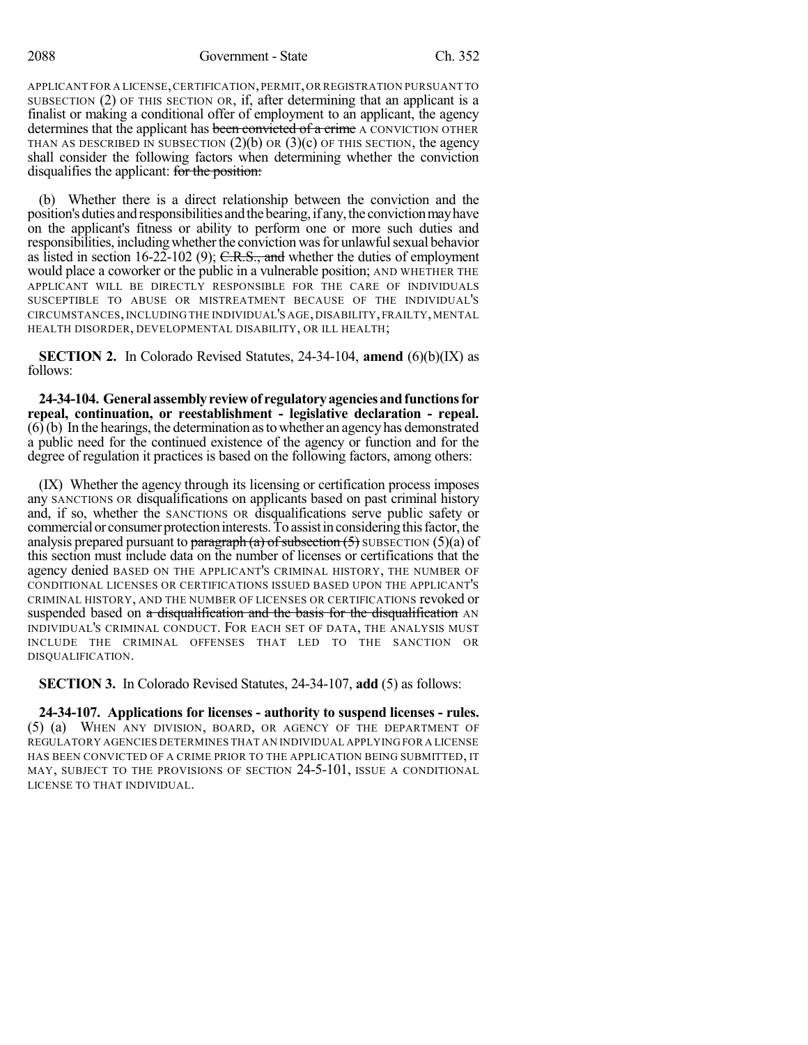APPLICANT FOR A LICENSE, CERTIFICATION, PERMIT, OR REGISTRATION PURSUANT TO SUBSECTION (2) OF THIS SECTION OR, if, after determining that an applicant is a finalist or making a conditional offer of employment to an applicant, the agency determines that the applicant has ~~been convicted of a crime~~ A CONVICTION OTHER THAN AS DESCRIBED IN SUBSECTION (2)(b) OR (3)(c) OF THIS SECTION, the agency shall consider the following factors when determining whether the conviction disqualifies the applicant: ~~for the position:~~

(b) Whether there is a direct relationship between the conviction and the position's duties and responsibilities and the bearing, if any, the conviction may have on the applicant's fitness or ability to perform one or more such duties and responsibilities, including whether the conviction was for unlawful sexual behavior as listed in section 16-22-102 (9); ~~C.R.S., and~~ whether the duties of employment would place a coworker or the public in a vulnerable position; AND WHETHER THE APPLICANT WILL BE DIRECTLY RESPONSIBLE FOR THE CARE OF INDIVIDUALS SUSCEPTIBLE TO ABUSE OR MISTREATMENT BECAUSE OF THE INDIVIDUAL'S CIRCUMSTANCES, INCLUDING THE INDIVIDUAL'S AGE, DISABILITY, FRAILTY, MENTAL HEALTH DISORDER, DEVELOPMENTAL DISABILITY, OR ILL HEALTH;

**SECTION 2.** In Colorado Revised Statutes, 24-34-104, **amend** (6)(b)(IX) as follows:

**24-34-104. General assembly review of regulatory agencies and functions for repeal, continuation, or reestablishment - legislative declaration - repeal.** (6) (b) In the hearings, the determination as to whether an agency has demonstrated a public need for the continued existence of the agency or function and for the degree of regulation it practices is based on the following factors, among others:

(IX) Whether the agency through its licensing or certification process imposes any SANCTIONS OR disqualifications on applicants based on past criminal history and, if so, whether the SANCTIONS OR disqualifications serve public safety or commercial or consumer protection interests. To assist in considering this factor, the analysis prepared pursuant to ~~paragraph (a) of subsection (5)~~ SUBSECTION (5)(a) of this section must include data on the number of licenses or certifications that the agency denied BASED ON THE APPLICANT'S CRIMINAL HISTORY, THE NUMBER OF CONDITIONAL LICENSES OR CERTIFICATIONS ISSUED BASED UPON THE APPLICANT'S CRIMINAL HISTORY, AND THE NUMBER OF LICENSES OR CERTIFICATIONS revoked or suspended based on ~~a disqualification and the basis for the disqualification~~ AN INDIVIDUAL'S CRIMINAL CONDUCT. FOR EACH SET OF DATA, THE ANALYSIS MUST INCLUDE THE CRIMINAL OFFENSES THAT LED TO THE SANCTION OR DISQUALIFICATION.

**SECTION 3.** In Colorado Revised Statutes, 24-34-107, **add** (5) as follows:

**24-34-107. Applications for licenses - authority to suspend licenses - rules.** (5) (a) WHEN ANY DIVISION, BOARD, OR AGENCY OF THE DEPARTMENT OF REGULATORY AGENCIES DETERMINES THAT AN INDIVIDUAL APPLYING FOR A LICENSE HAS BEEN CONVICTED OF A CRIME PRIOR TO THE APPLICATION BEING SUBMITTED, IT MAY, SUBJECT TO THE PROVISIONS OF SECTION 24-5-101, ISSUE A CONDITIONAL LICENSE TO THAT INDIVIDUAL.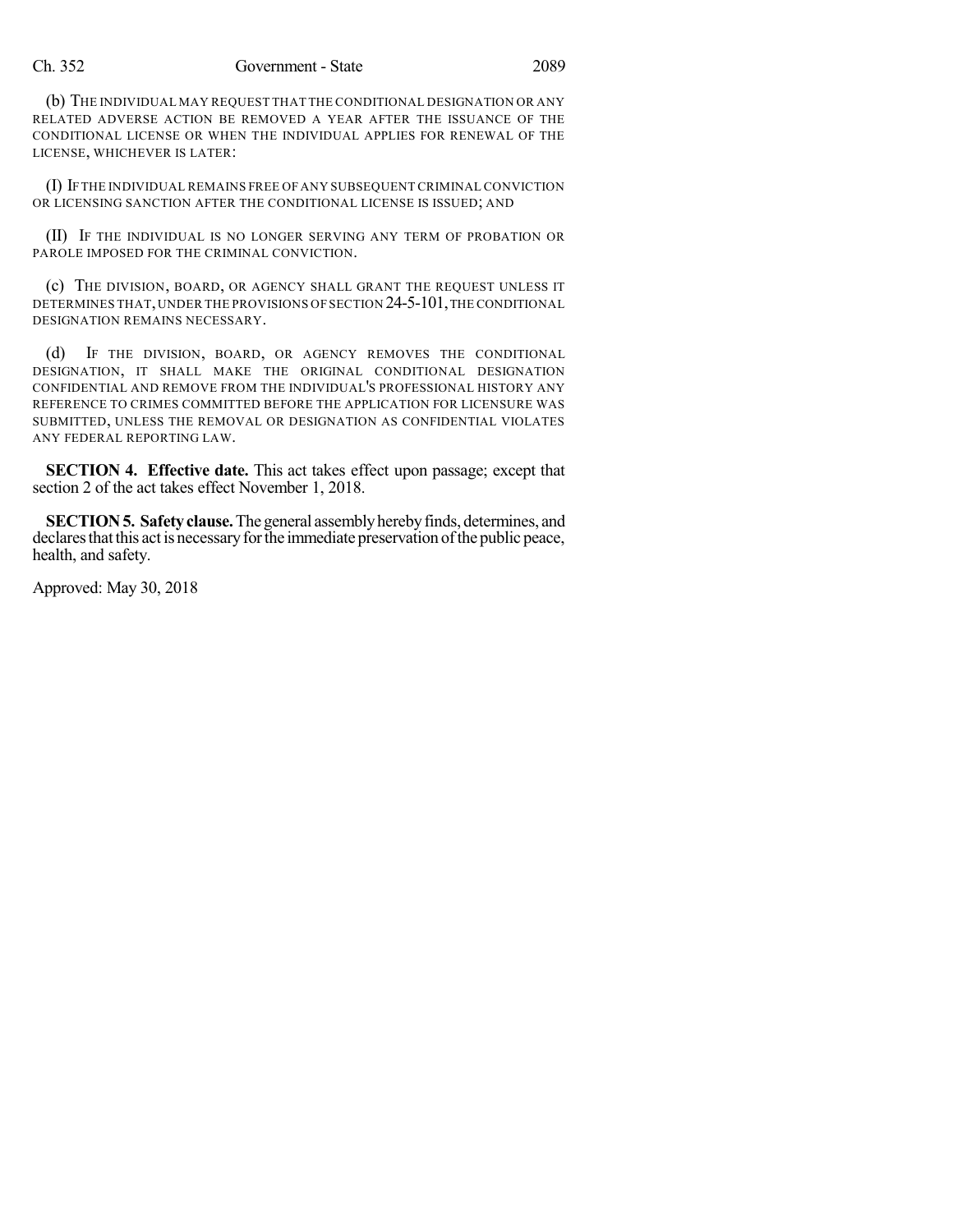(b) THE INDIVIDUAL MAY REQUEST THAT THE CONDITIONAL DESIGNATION OR ANY RELATED ADVERSE ACTION BE REMOVED A YEAR AFTER THE ISSUANCE OF THE CONDITIONAL LICENSE OR WHEN THE INDIVIDUAL APPLIES FOR RENEWAL OF THE LICENSE, WHICHEVER IS LATER:

(I) IF THE INDIVIDUAL REMAINS FREE OF ANY SUBSEQUENT CRIMINAL CONVICTION OR LICENSING SANCTION AFTER THE CONDITIONAL LICENSE IS ISSUED; AND

(II) IF THE INDIVIDUAL IS NO LONGER SERVING ANY TERM OF PROBATION OR PAROLE IMPOSED FOR THE CRIMINAL CONVICTION.

(c) THE DIVISION, BOARD, OR AGENCY SHALL GRANT THE REQUEST UNLESS IT DETERMINES THAT, UNDER THE PROVISIONS OF SECTION 24-5-101, THE CONDITIONAL DESIGNATION REMAINS NECESSARY.

(d) IF THE DIVISION, BOARD, OR AGENCY REMOVES THE CONDITIONAL DESIGNATION, IT SHALL MAKE THE ORIGINAL CONDITIONAL DESIGNATION CONFIDENTIAL AND REMOVE FROM THE INDIVIDUAL'S PROFESSIONAL HISTORY ANY REFERENCE TO CRIMES COMMITTED BEFORE THE APPLICATION FOR LICENSURE WAS SUBMITTED, UNLESS THE REMOVAL OR DESIGNATION AS CONFIDENTIAL VIOLATES ANY FEDERAL REPORTING LAW.

**SECTION 4. Effective date.** This act takes effect upon passage; except that section 2 of the act takes effect November 1, 2018.

**SECTION 5. Safety clause.** The general assembly hereby finds, determines, and declares that this act is necessary for the immediate preservation of the public peace, health, and safety.

Approved: May 30, 2018